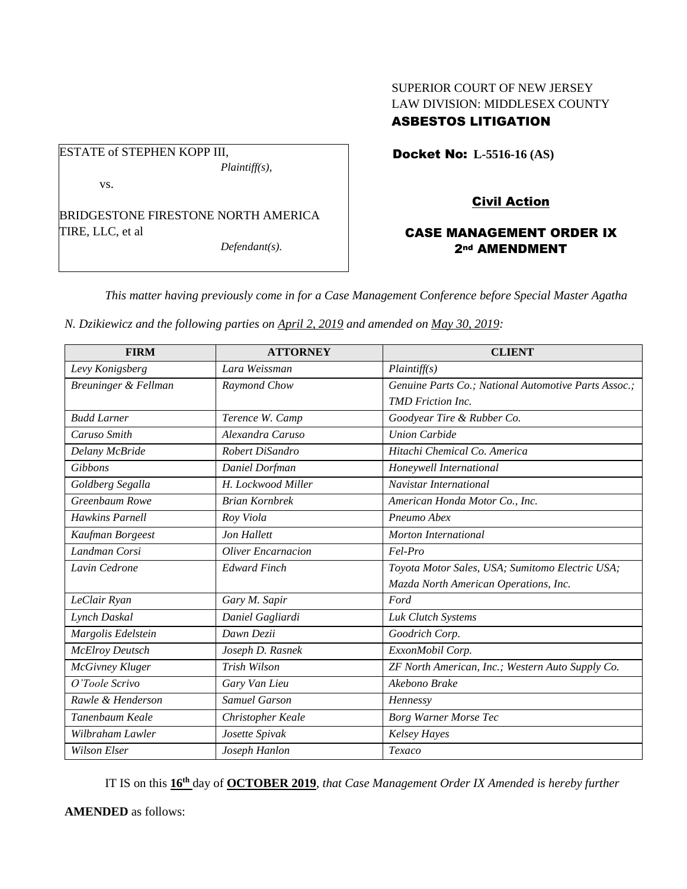SUPERIOR COURT OF NEW JERSEY
LAW DIVISION: MIDDLESEX COUNTY
**ASBESTOS LITIGATION**

ESTATE of STEPHEN KOPP III,
*Plaintiff(s),*

vs.

BRIDGESTONE FIRESTONE NORTH AMERICA TIRE, LLC, et al
*Defendant(s).*

**Docket No: L-5516-16 (AS)**

**Civil Action**

**CASE MANAGEMENT ORDER IX**
**2nd AMENDMENT**

*This matter having previously come in for a Case Management Conference before Special Master Agatha N. Dzikiewicz and the following parties on April 2, 2019 and amended on May 30, 2019:*

| FIRM | ATTORNEY | CLIENT |
|---|---|---|
| *Levy Konigsberg* | *Lara Weissman* | *Plaintiff(s)* |
| *Breuninger & Fellman* | *Raymond Chow* | *Genuine Parts Co.; National Automotive Parts Assoc.; TMD Friction Inc.* |
| *Budd Larner* | *Terence W. Camp* | *Goodyear Tire & Rubber Co.* |
| *Caruso Smith* | *Alexandra Caruso* | *Union Carbide* |
| *Delany McBride* | *Robert DiSandro* | *Hitachi Chemical Co. America* |
| *Gibbons* | *Daniel Dorfman* | *Honeywell International* |
| *Goldberg Segalla* | *H. Lockwood Miller* | *Navistar International* |
| *Greenbaum Rowe* | *Brian Kornbrek* | *American Honda Motor Co., Inc.* |
| *Hawkins Parnell* | *Roy Viola* | *Pneumo Abex* |
| *Kaufman Borgeest* | *Jon Hallett* | *Morton International* |
| *Landman Corsi* | *Oliver Encarnacion* | *Fel-Pro* |
| *Lavin Cedrone* | *Edward Finch* | *Toyota Motor Sales, USA; Sumitomo Electric USA; Mazda North American Operations, Inc.* |
| *LeClair Ryan* | *Gary M. Sapir* | *Ford* |
| *Lynch Daskal* | *Daniel Gagliardi* | *Luk Clutch Systems* |
| *Margolis Edelstein* | *Dawn Dezii* | *Goodrich Corp.* |
| *McElroy Deutsch* | *Joseph D. Rasnek* | *ExxonMobil Corp.* |
| *McGivney Kluger* | *Trish Wilson* | *ZF North American, Inc.; Western Auto Supply Co.* |
| *O'Toole Scrivo* | *Gary Van Lieu* | *Akebono Brake* |
| *Rawle & Henderson* | *Samuel Garson* | *Hennessy* |
| *Tanenbaum Keale* | *Christopher Keale* | *Borg Warner Morse Tec* |
| *Wilbraham Lawler* | *Josette Spivak* | *Kelsey Hayes* |
| *Wilson Elser* | *Joseph Hanlon* | *Texaco* |

IT IS on this **16th** day of **OCTOBER 2019**, *that Case Management Order IX Amended is hereby further* **AMENDED** as follows: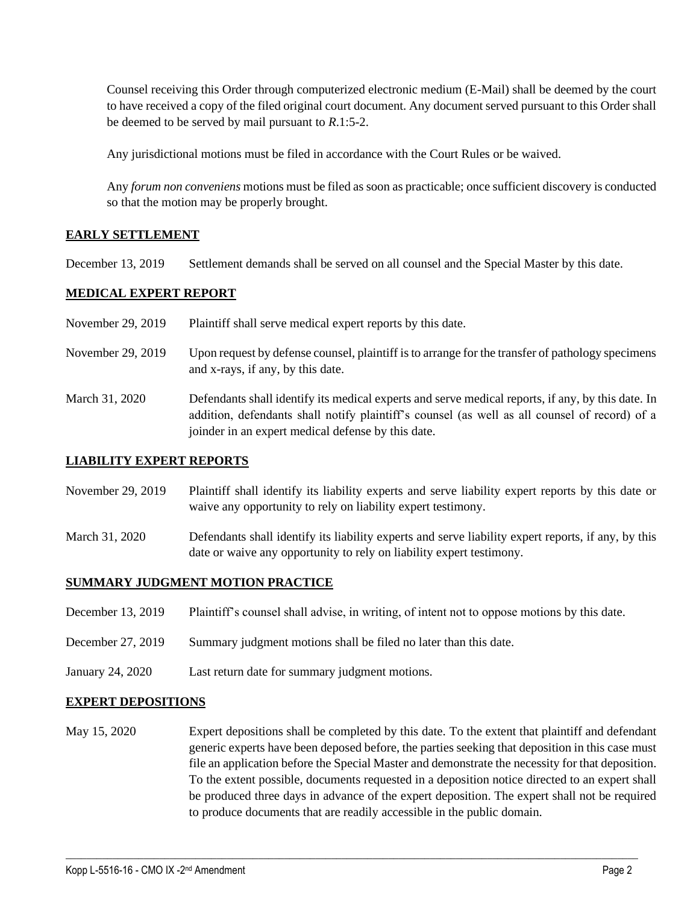Counsel receiving this Order through computerized electronic medium (E-Mail) shall be deemed by the court to have received a copy of the filed original court document. Any document served pursuant to this Order shall be deemed to be served by mail pursuant to *R*.1:5-2.

Any jurisdictional motions must be filed in accordance with the Court Rules or be waived.

Any *forum non conveniens* motions must be filed as soon as practicable; once sufficient discovery is conducted so that the motion may be properly brought.

**EARLY SETTLEMENT**

December 13, 2019 — Settlement demands shall be served on all counsel and the Special Master by this date.

**MEDICAL EXPERT REPORT**

November 29, 2019 — Plaintiff shall serve medical expert reports by this date.

November 29, 2019 — Upon request by defense counsel, plaintiff is to arrange for the transfer of pathology specimens and x-rays, if any, by this date.

March 31, 2020 — Defendants shall identify its medical experts and serve medical reports, if any, by this date. In addition, defendants shall notify plaintiff's counsel (as well as all counsel of record) of a joinder in an expert medical defense by this date.

**LIABILITY EXPERT REPORTS**

November 29, 2019 — Plaintiff shall identify its liability experts and serve liability expert reports by this date or waive any opportunity to rely on liability expert testimony.

March 31, 2020 — Defendants shall identify its liability experts and serve liability expert reports, if any, by this date or waive any opportunity to rely on liability expert testimony.

**SUMMARY JUDGMENT MOTION PRACTICE**

December 13, 2019 — Plaintiff's counsel shall advise, in writing, of intent not to oppose motions by this date.

December 27, 2019 — Summary judgment motions shall be filed no later than this date.

January 24, 2020 — Last return date for summary judgment motions.

**EXPERT DEPOSITIONS**

May 15, 2020 — Expert depositions shall be completed by this date. To the extent that plaintiff and defendant generic experts have been deposed before, the parties seeking that deposition in this case must file an application before the Special Master and demonstrate the necessity for that deposition. To the extent possible, documents requested in a deposition notice directed to an expert shall be produced three days in advance of the expert deposition. The expert shall not be required to produce documents that are readily accessible in the public domain.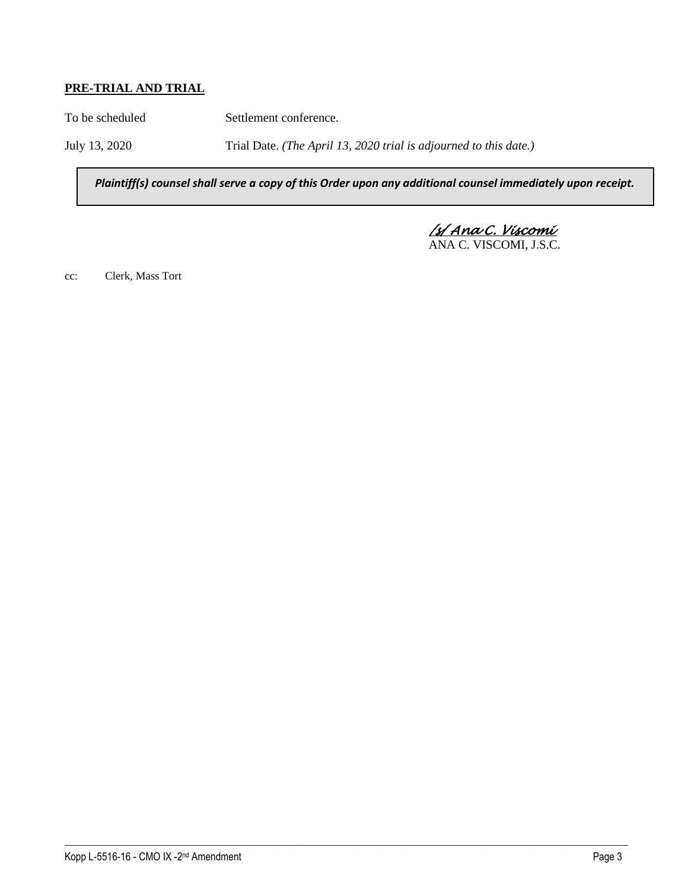**PRE-TRIAL AND TRIAL**

| | |
|---|---|
| To be scheduled | Settlement conference. |
| July 13, 2020 | Trial Date. *(The April 13, 2020 trial is adjourned to this date.)* |

***Plaintiff(s) counsel shall serve a copy of this Order upon any additional counsel immediately upon receipt.***

/s/ Ana C. Viscomi
ANA C. VISCOMI, J.S.C.

cc: Clerk, Mass Tort